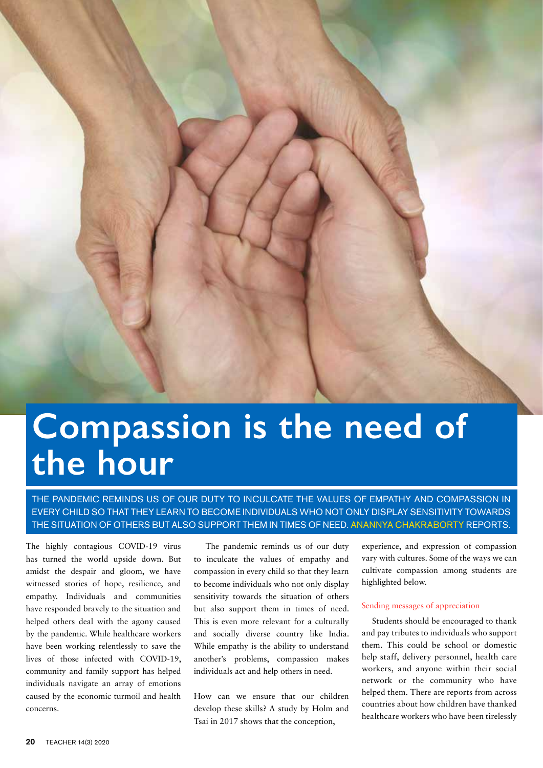# Compassion is the need of the hour

THE PANDEMIC REMINDS US OF OUR DUTY TO INCULCATE THE VALUES OF EMPATHY AND COMPASSION IN EVERY CHILD SO THAT THEY LEARN TO BECOME INDIVIDUALS WHO NOT ONLY DISPLAY SENSITIVITY TOWARDS THE SITUATION OF OTHERS BUT ALSO SUPPORT THEM IN TIMES OF NEED. ANANNYA CHAKRABORTY REPORTS.

The highly contagious COVID-19 virus has turned the world upside down. But amidst the despair and gloom, we have witnessed stories of hope, resilience, and empathy. Individuals and communities have responded bravely to the situation and helped others deal with the agony caused by the pandemic. While healthcare workers have been working relentlessly to save the lives of those infected with COVID-19, community and family support has helped individuals navigate an array of emotions caused by the economic turmoil and health concerns.

The pandemic reminds us of our duty to inculcate the values of empathy and compassion in every child so that they learn to become individuals who not only display sensitivity towards the situation of others but also support them in times of need. This is even more relevant for a culturally and socially diverse country like India. While empathy is the ability to understand another's problems, compassion makes individuals act and help others in need.

How can we ensure that our children develop these skills? A study by Holm and Tsai in 2017 shows that the conception, experience, and expression of compassion vary with cultures. Some of the ways we can cultivate compassion among students are highlighted below.

### Sending messages of appreciation

Students should be encouraged to thank and pay tributes to individuals who support them. This could be school or domestic help staff, delivery personnel, health care workers, and anyone within their social network or the community who have helped them. There are reports from across countries about how children have thanked healthcare workers who have been tirelessly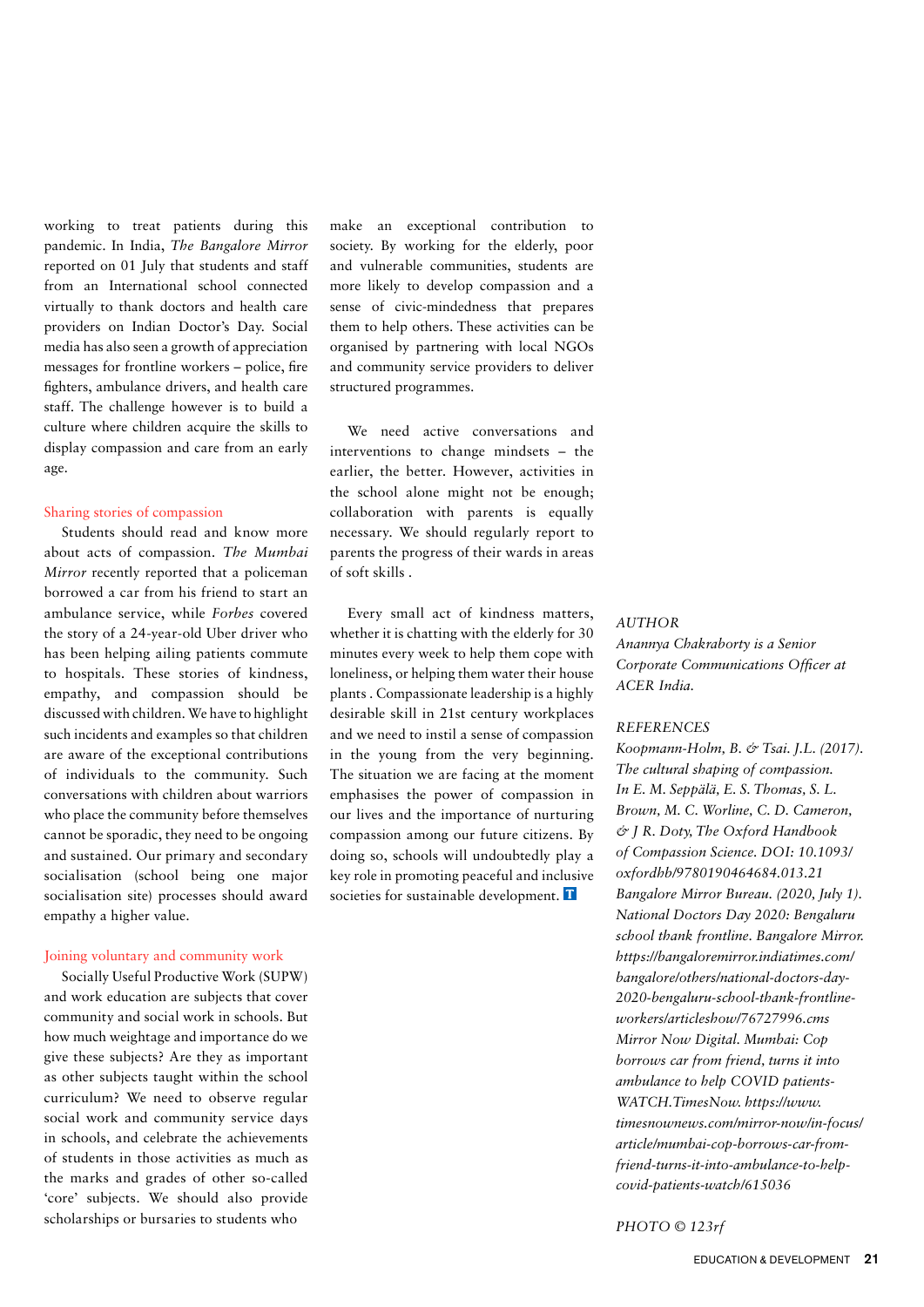working to treat patients during this pandemic. In India, *The Bangalore Mirror* reported on 01 July that students and staff from an International school connected virtually to thank doctors and health care providers on Indian Doctor's Day. Social media has also seen a growth of appreciation messages for frontline workers – police, fire fighters, ambulance drivers, and health care staff. The challenge however is to build a culture where children acquire the skills to display compassion and care from an early age.

## Sharing stories of compassion

Students should read and know more about acts of compassion. *The Mumbai Mirror* recently reported that a policeman borrowed a car from his friend to start an ambulance service, while *Forbes* covered the story of a 24-year-old Uber driver who has been helping ailing patients commute to hospitals. These stories of kindness, empathy, and compassion should be discussed with children. We have to highlight such incidents and examples so that children are aware of the exceptional contributions of individuals to the community. Such conversations with children about warriors who place the community before themselves cannot be sporadic, they need to be ongoing and sustained. Our primary and secondary socialisation (school being one major socialisation site) processes should award empathy a higher value.

## Joining voluntary and community work

Socially Useful Productive Work (SUPW) and work education are subjects that cover community and social work in schools. But how much weightage and importance do we give these subjects? Are they as important as other subjects taught within the school curriculum? We need to observe regular social work and community service days in schools, and celebrate the achievements of students in those activities as much as the marks and grades of other so-called 'core' subjects. We should also provide scholarships or bursaries to students who make an exceptional contribution to society. By working for the elderly, poor and vulnerable communities, students are more likely to develop compassion and a sense of civic-mindedness that prepares them to help others. These activities can be organised by partnering with local NGOs and community service providers to deliver structured programmes.

We need active conversations and interventions to change mindsets – the earlier, the better. However, activities in the school alone might not be enough; collaboration with parents is equally necessary. We should regularly report to parents the progress of their wards in areas of soft skills .

Every small act of kindness matters, whether it is chatting with the elderly for 30 minutes every week to help them cope with loneliness, or helping them water their house plants . Compassionate leadership is a highly desirable skill in 21st century workplaces and we need to instil a sense of compassion in the young from the very beginning. The situation we are facing at the moment emphasises the power of compassion in our lives and the importance of nurturing compassion among our future citizens. By doing so, schools will undoubtedly play a key role in promoting peaceful and inclusive societies for sustainable development.

*AUTHOR*

*Anannya Chakraborty is a Senior Corporate Communications Officer at ACER India.*

*REFERENCES*

*Koopmann-Holm, B. & Tsai. J.L. (2017). The cultural shaping of compassion. In E. M. Seppälä, E. S. Thomas, S. L. Brown, M. C. Worline, C. D. Cameron, & J R. Doty, The Oxford Handbook of Compassion Science. DOI: 10.1093/oxfordhb/9780190464684.013.21*

*Bangalore Mirror Bureau. (2020, July 1). National Doctors Day 2020: Bengaluru school thank frontline. Bangalore Mirror. https://bangaloremirror.indiatimes.com/bangalore/others/national-doctors-day-2020-bengaluru-school-thank-frontline-workers/articleshow/76727996.cms*

*Mirror Now Digital. Mumbai: Cop borrows car from friend, turns it into ambulance to help COVID patients-WATCH.TimesNow. https://www.timesnownews.com/mirror-now/in-focus/article/mumbai-cop-borrows-car-from-friend-turns-it-into-ambulance-to-help-covid-patients-watch/615036*

*PHOTO © 123rf*